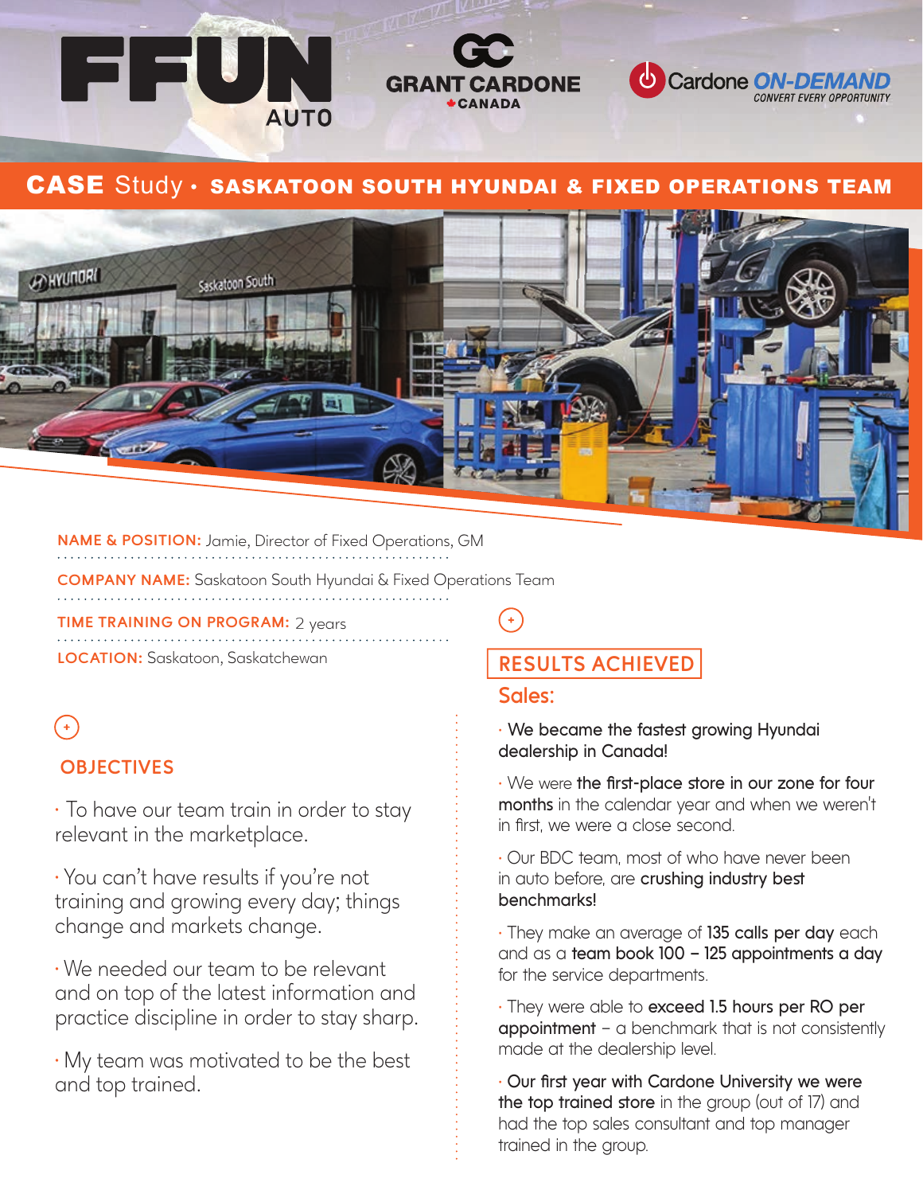FFUN AUTO

GRANT CARDONE CANADA

Cardone ON-DEMAND
CONVERT EVERY OPPORTUNITY

# CASE Study • SASKATOON SOUTH HYUNDAI & FIXED OPERATIONS TEAM

**NAME & POSITION:** Jamie, Director of Fixed Operations, GM

**COMPANY NAME:** Saskatoon South Hyundai & Fixed Operations Team

**TIME TRAINING ON PROGRAM:** 2 years

**LOCATION:** Saskatoon, Saskatchewan

## OBJECTIVES

· To have our team train in order to stay relevant in the marketplace.

· You can't have results if you're not training and growing every day; things change and markets change.

· We needed our team to be relevant and on top of the latest information and practice discipline in order to stay sharp.

· My team was motivated to be the best and top trained.

## RESULTS ACHIEVED

### Sales:

· **We became the fastest growing Hyundai dealership in Canada!**

· We were **the first-place store in our zone for four months** in the calendar year and when we weren't in first, we were a close second.

· Our BDC team, most of who have never been in auto before, are **crushing industry best benchmarks!**

· They make an average of **135 calls per day** each and as a **team book 100 – 125 appointments a day** for the service departments.

· They were able to **exceed 1.5 hours per RO per appointment** – a benchmark that is not consistently made at the dealership level.

· **Our first year with Cardone University we were the top trained store** in the group (out of 17) and had the top sales consultant and top manager trained in the group.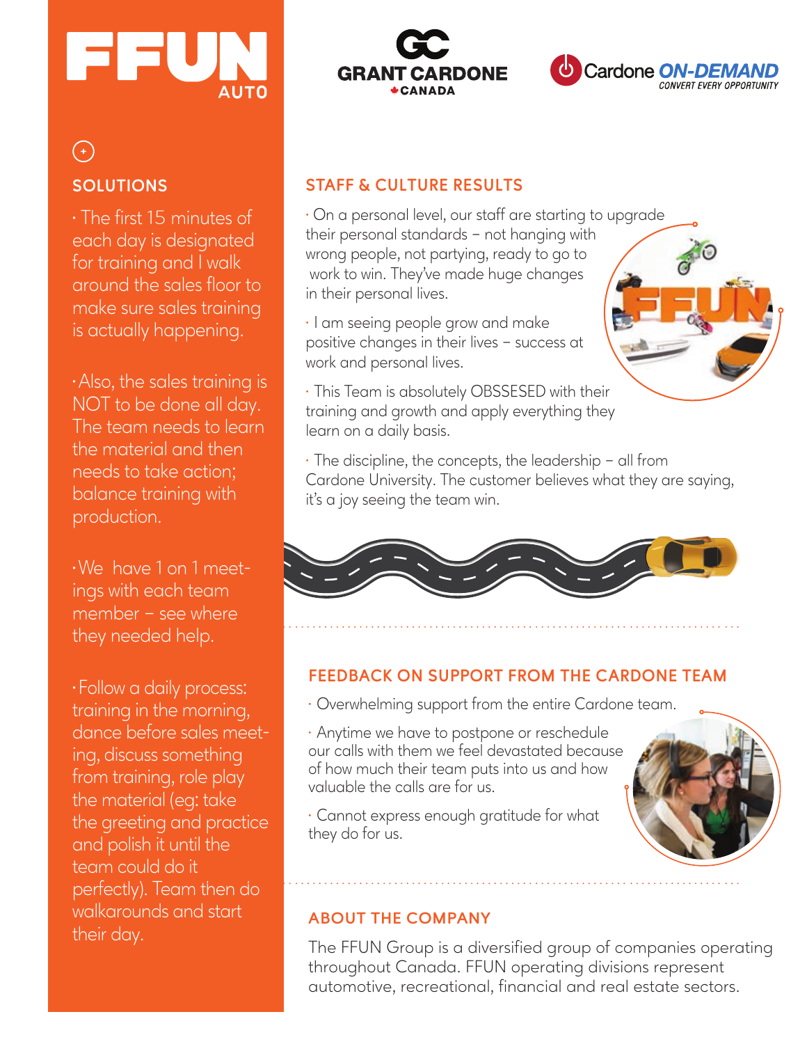## SOLUTIONS

- The first 15 minutes of each day is designated for training and I walk around the sales floor to make sure sales training is actually happening.
- Also, the sales training is NOT to be done all day. The team needs to learn the material and then needs to take action; balance training with production.
- We have 1 on 1 meetings with each team member – see where they needed help.
- Follow a daily process: training in the morning, dance before sales meeting, discuss something from training, role play the material (eg: take the greeting and practice and polish it until the team could do it perfectly). Team then do walkarounds and start their day.

## STAFF & CULTURE RESULTS

- On a personal level, our staff are starting to upgrade their personal standards – not hanging with wrong people, not partying, ready to go to work to win. They've made huge changes in their personal lives.
- I am seeing people grow and make positive changes in their lives – success at work and personal lives.
- This Team is absolutely OBSSESED with their training and growth and apply everything they learn on a daily basis.
- The discipline, the concepts, the leadership – all from Cardone University. The customer believes what they are saying, it's a joy seeing the team win.

## FEEDBACK ON SUPPORT FROM THE CARDONE TEAM

- Overwhelming support from the entire Cardone team.
- Anytime we have to postpone or reschedule our calls with them we feel devastated because of how much their team puts into us and how valuable the calls are for us.
- Cannot express enough gratitude for what they do for us.

## ABOUT THE COMPANY

The FFUN Group is a diversified group of companies operating throughout Canada. FFUN operating divisions represent automotive, recreational, financial and real estate sectors.